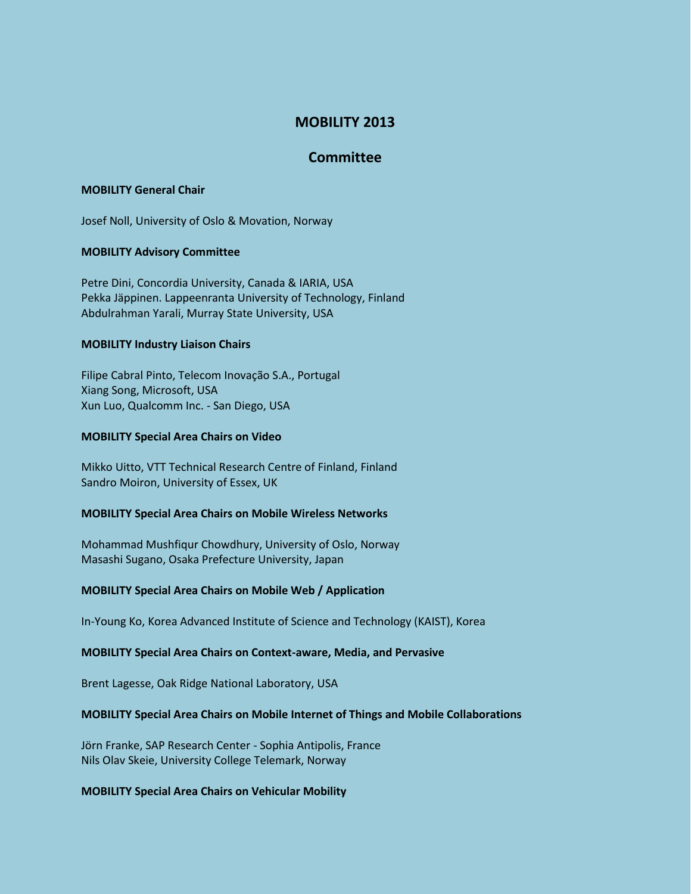# MOBILITY 2013

## Committee

### MOBILITY General Chair

Josef Noll, University of Oslo & Movation, Norway

### MOBILITY Advisory Committee

Petre Dini, Concordia University, Canada & IARIA, USA
Pekka Jäppinen. Lappeenranta University of Technology, Finland
Abdulrahman Yarali, Murray State University, USA

### MOBILITY Industry Liaison Chairs

Filipe Cabral Pinto, Telecom Inovação S.A., Portugal
Xiang Song, Microsoft, USA
Xun Luo, Qualcomm Inc. - San Diego, USA

### MOBILITY Special Area Chairs on Video

Mikko Uitto, VTT Technical Research Centre of Finland, Finland
Sandro Moiron, University of Essex, UK

### MOBILITY Special Area Chairs on Mobile Wireless Networks

Mohammad Mushfiqur Chowdhury, University of Oslo, Norway
Masashi Sugano, Osaka Prefecture University, Japan

### MOBILITY Special Area Chairs on Mobile Web / Application

In-Young Ko, Korea Advanced Institute of Science and Technology (KAIST), Korea

### MOBILITY Special Area Chairs on Context-aware, Media, and Pervasive

Brent Lagesse, Oak Ridge National Laboratory, USA

### MOBILITY Special Area Chairs on Mobile Internet of Things and Mobile Collaborations

Jörn Franke, SAP Research Center - Sophia Antipolis, France
Nils Olav Skeie, University College Telemark, Norway

### MOBILITY Special Area Chairs on Vehicular Mobility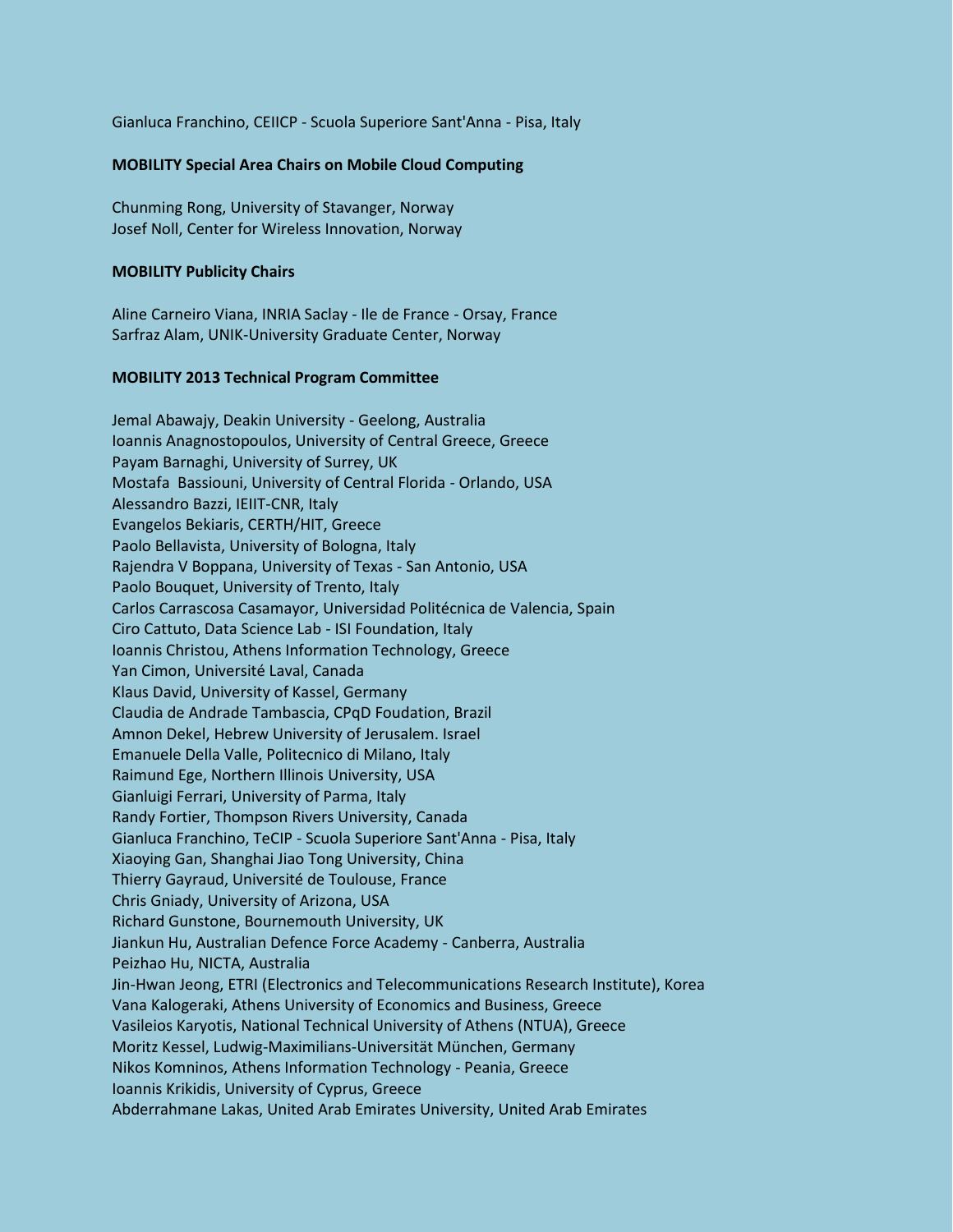Gianluca Franchino, CEIICP - Scuola Superiore Sant'Anna - Pisa, Italy

**MOBILITY Special Area Chairs on Mobile Cloud Computing**

Chunming Rong, University of Stavanger, Norway
Josef Noll, Center for Wireless Innovation, Norway

**MOBILITY Publicity Chairs**

Aline Carneiro Viana, INRIA Saclay - Ile de France - Orsay, France
Sarfraz Alam, UNIK-University Graduate Center, Norway

**MOBILITY 2013 Technical Program Committee**

Jemal Abawajy, Deakin University - Geelong, Australia
Ioannis Anagnostopoulos, University of Central Greece, Greece
Payam Barnaghi, University of Surrey, UK
Mostafa Bassiouni, University of Central Florida - Orlando, USA
Alessandro Bazzi, IEIIT-CNR, Italy
Evangelos Bekiaris, CERTH/HIT, Greece
Paolo Bellavista, University of Bologna, Italy
Rajendra V Boppana, University of Texas - San Antonio, USA
Paolo Bouquet, University of Trento, Italy
Carlos Carrascosa Casamayor, Universidad Politécnica de Valencia, Spain
Ciro Cattuto, Data Science Lab - ISI Foundation, Italy
Ioannis Christou, Athens Information Technology, Greece
Yan Cimon, Université Laval, Canada
Klaus David, University of Kassel, Germany
Claudia de Andrade Tambascia, CPqD Foudation, Brazil
Amnon Dekel, Hebrew University of Jerusalem. Israel
Emanuele Della Valle, Politecnico di Milano, Italy
Raimund Ege, Northern Illinois University, USA
Gianluigi Ferrari, University of Parma, Italy
Randy Fortier, Thompson Rivers University, Canada
Gianluca Franchino, TeCIP - Scuola Superiore Sant'Anna - Pisa, Italy
Xiaoying Gan, Shanghai Jiao Tong University, China
Thierry Gayraud, Université de Toulouse, France
Chris Gniady, University of Arizona, USA
Richard Gunstone, Bournemouth University, UK
Jiankun Hu, Australian Defence Force Academy - Canberra, Australia
Peizhao Hu, NICTA, Australia
Jin-Hwan Jeong, ETRI (Electronics and Telecommunications Research Institute), Korea
Vana Kalogeraki, Athens University of Economics and Business, Greece
Vasileios Karyotis, National Technical University of Athens (NTUA), Greece
Moritz Kessel, Ludwig-Maximilians-Universität München, Germany
Nikos Komninos, Athens Information Technology - Peania, Greece
Ioannis Krikidis, University of Cyprus, Greece
Abderrahmane Lakas, United Arab Emirates University, United Arab Emirates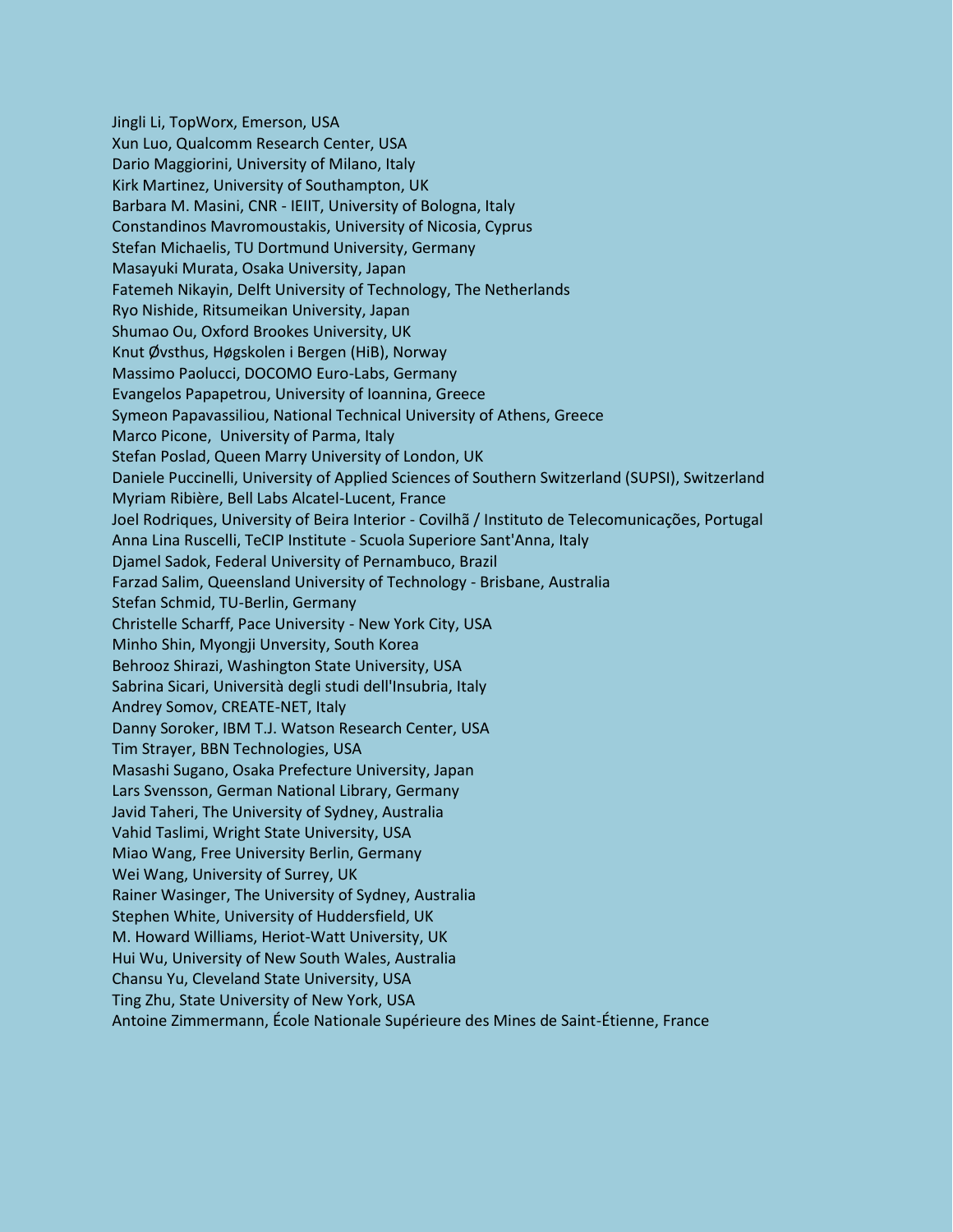Jingli Li, TopWorx, Emerson, USA
Xun Luo, Qualcomm Research Center, USA
Dario Maggiorini, University of Milano, Italy
Kirk Martinez, University of Southampton, UK
Barbara M. Masini, CNR - IEIIT, University of Bologna, Italy
Constandinos Mavromoustakis, University of Nicosia, Cyprus
Stefan Michaelis, TU Dortmund University, Germany
Masayuki Murata, Osaka University, Japan
Fatemeh Nikayin, Delft University of Technology, The Netherlands
Ryo Nishide, Ritsumeikan University, Japan
Shumao Ou, Oxford Brookes University, UK
Knut Øvsthus, Høgskolen i Bergen (HiB), Norway
Massimo Paolucci, DOCOMO Euro-Labs, Germany
Evangelos Papapetrou, University of Ioannina, Greece
Symeon Papavassiliou, National Technical University of Athens, Greece
Marco Picone,  University of Parma, Italy
Stefan Poslad, Queen Marry University of London, UK
Daniele Puccinelli, University of Applied Sciences of Southern Switzerland (SUPSI), Switzerland
Myriam Ribière, Bell Labs Alcatel-Lucent, France
Joel Rodriques, University of Beira Interior - Covilhã / Instituto de Telecomunicações, Portugal
Anna Lina Ruscelli, TeCIP Institute - Scuola Superiore Sant'Anna, Italy
Djamel Sadok, Federal University of Pernambuco, Brazil
Farzad Salim, Queensland University of Technology - Brisbane, Australia
Stefan Schmid, TU-Berlin, Germany
Christelle Scharff, Pace University - New York City, USA
Minho Shin, Myongji Unversity, South Korea
Behrooz Shirazi, Washington State University, USA
Sabrina Sicari, Università degli studi dell'Insubria, Italy
Andrey Somov, CREATE-NET, Italy
Danny Soroker, IBM T.J. Watson Research Center, USA
Tim Strayer, BBN Technologies, USA
Masashi Sugano, Osaka Prefecture University, Japan
Lars Svensson, German National Library, Germany
Javid Taheri, The University of Sydney, Australia
Vahid Taslimi, Wright State University, USA
Miao Wang, Free University Berlin, Germany
Wei Wang, University of Surrey, UK
Rainer Wasinger, The University of Sydney, Australia
Stephen White, University of Huddersfield, UK
M. Howard Williams, Heriot-Watt University, UK
Hui Wu, University of New South Wales, Australia
Chansu Yu, Cleveland State University, USA
Ting Zhu, State University of New York, USA
Antoine Zimmermann, École Nationale Supérieure des Mines de Saint-Étienne, France